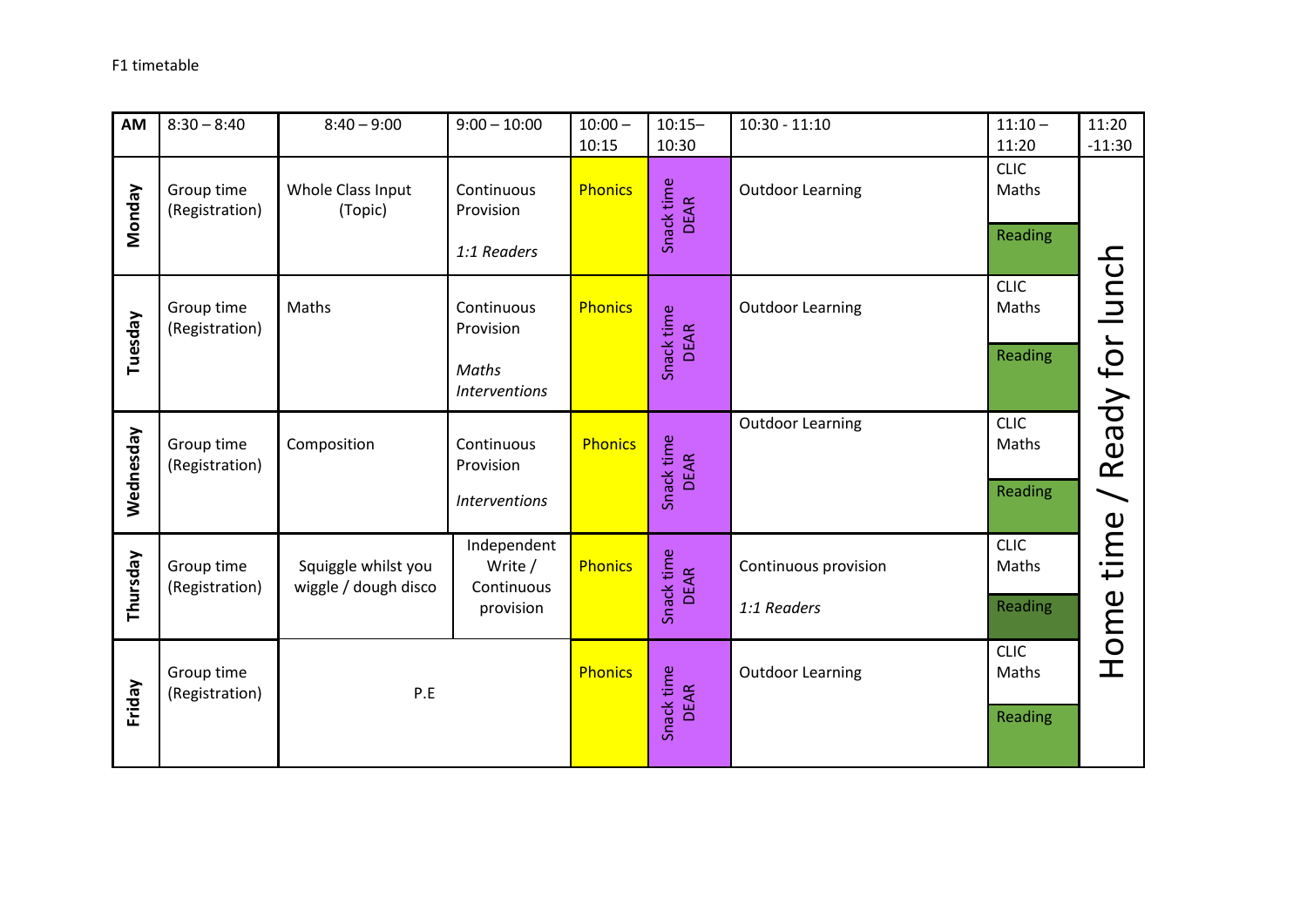F1 timetable

| AM | 8:30 – 8:40 | 8:40 – 9:00 | 9:00 – 10:00 | 10:00 – 10:15 | 10:15– 10:30 | 10:30 - 11:10 | 11:10 – 11:20 | 11:20 -11:30 |
|---|---|---|---|---|---|---|---|---|
| Monday | Group time (Registration) | Whole Class Input (Topic) | Continuous Provision<br><br>*1:1 Readers* | Phonics | Snack time DEAR | Outdoor Learning | CLIC Maths<br><br>Reading | Home time / Ready for lunch |
| Tuesday | Group time (Registration) | Maths | Continuous Provision<br><br>*Maths Interventions* | Phonics | Snack time DEAR | Outdoor Learning | CLIC Maths<br><br>Reading | |
| Wednesday | Group time (Registration) | Composition | Continuous Provision<br><br>*Interventions* | Phonics | Snack time DEAR | Outdoor Learning | CLIC Maths<br><br>Reading | |
| Thursday | Group time (Registration) | Squiggle whilst you wiggle / dough disco | Independent Write / Continuous provision | Phonics | Snack time DEAR | Continuous provision<br><br>*1:1 Readers* | CLIC Maths<br><br>Reading | |
| Friday | Group time (Registration) | P.E | | Phonics | Snack time DEAR | Outdoor Learning | CLIC Maths<br><br>Reading | |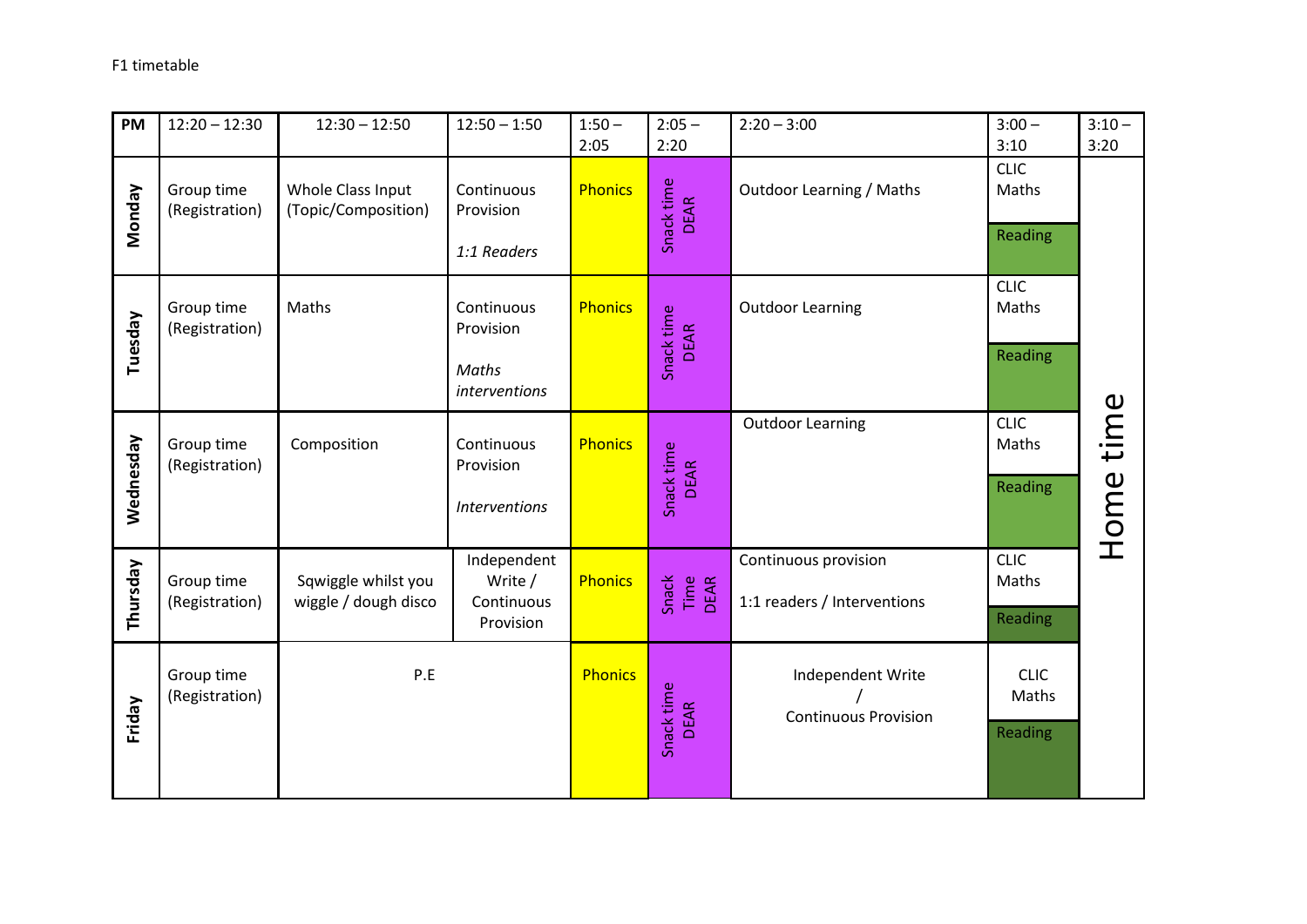F1 timetable

| PM | 12:20 – 12:30 | 12:30 – 12:50 | 12:50 – 1:50 | 1:50 – 2:05 | 2:05 – 2:20 | 2:20 – 3:00 | 3:00 – 3:10 | 3:10 – 3:20 |
|---|---|---|---|---|---|---|---|---|
| **Monday** | Group time (Registration) | Whole Class Input (Topic/Composition) | Continuous Provision<br><br>*1:1 Readers* | Phonics | Snack time DEAR | Outdoor Learning / Maths | CLIC Maths<br><br>Reading | Home time |
| **Tuesday** | Group time (Registration) | Maths | Continuous Provision<br><br>*Maths interventions* | Phonics | Snack time DEAR | Outdoor Learning | CLIC Maths<br><br>Reading | |
| **Wednesday** | Group time (Registration) | Composition | Continuous Provision<br><br>*Interventions* | Phonics | Snack time DEAR | Outdoor Learning | CLIC Maths<br><br>Reading | |
| **Thursday** | Group time (Registration) | Sqwiggle whilst you wiggle / dough disco | Independent Write / Continuous Provision | Phonics | Snack Time DEAR | Continuous provision<br><br>1:1 readers / Interventions | CLIC Maths<br><br>Reading | |
| **Friday** | Group time (Registration) | P.E | | Phonics | Snack time DEAR | Independent Write / Continuous Provision | CLIC Maths<br><br>Reading | |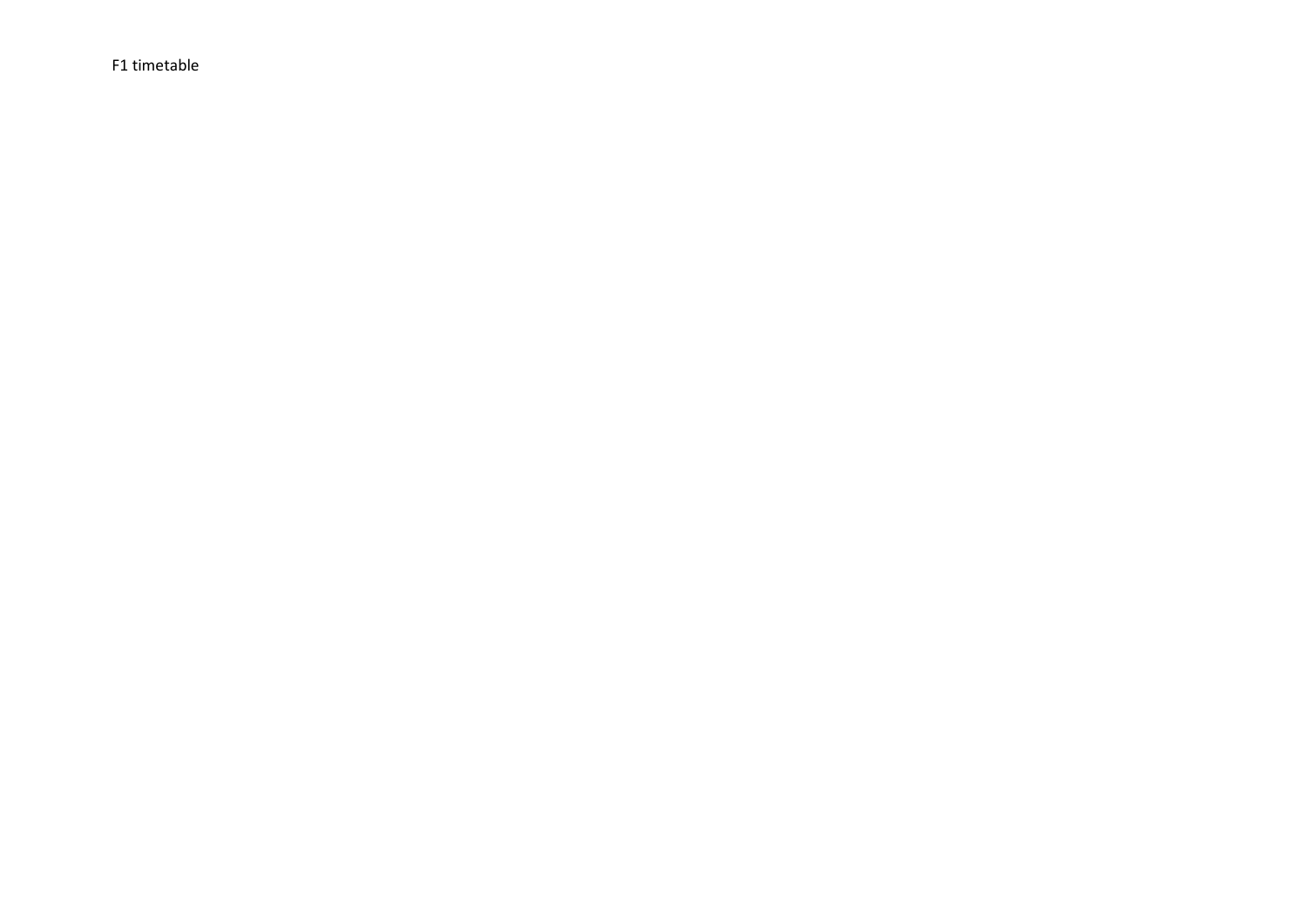F1 timetable